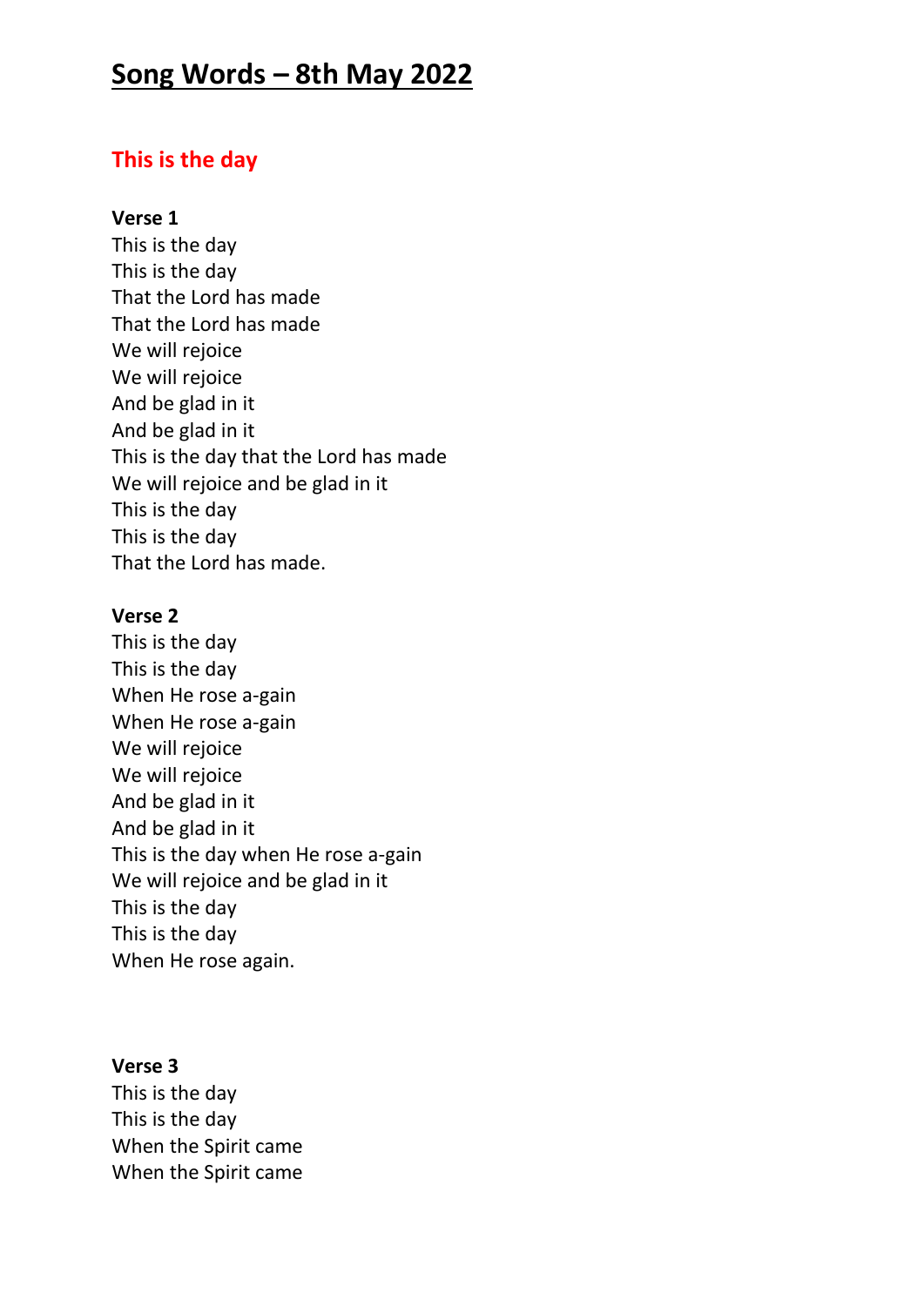# Song Words – 8th May 2022

## This is the day

**Verse 1**
This is the day
This is the day
That the Lord has made
That the Lord has made
We will rejoice
We will rejoice
And be glad in it
And be glad in it
This is the day that the Lord has made
We will rejoice and be glad in it
This is the day
This is the day
That the Lord has made.

**Verse 2**
This is the day
This is the day
When He rose a-gain
When He rose a-gain
We will rejoice
We will rejoice
And be glad in it
And be glad in it
This is the day when He rose a-gain
We will rejoice and be glad in it
This is the day
This is the day
When He rose again.

**Verse 3**
This is the day
This is the day
When the Spirit came
When the Spirit came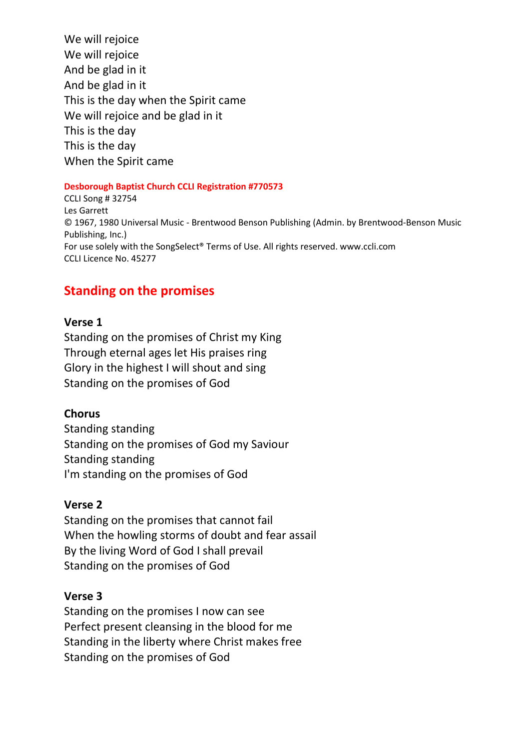We will rejoice
We will rejoice
And be glad in it
And be glad in it
This is the day when the Spirit came
We will rejoice and be glad in it
This is the day
This is the day
When the Spirit came

**Desborough Baptist Church CCLI Registration #770573**
CCLI Song # 32754
Les Garrett
© 1967, 1980 Universal Music - Brentwood Benson Publishing (Admin. by Brentwood-Benson Music Publishing, Inc.)
For use solely with the SongSelect® Terms of Use. All rights reserved. www.ccli.com
CCLI Licence No. 45277

## Standing on the promises

**Verse 1**
Standing on the promises of Christ my King
Through eternal ages let His praises ring
Glory in the highest I will shout and sing
Standing on the promises of God

**Chorus**
Standing standing
Standing on the promises of God my Saviour
Standing standing
I'm standing on the promises of God

**Verse 2**
Standing on the promises that cannot fail
When the howling storms of doubt and fear assail
By the living Word of God I shall prevail
Standing on the promises of God

**Verse 3**
Standing on the promises I now can see
Perfect present cleansing in the blood for me
Standing in the liberty where Christ makes free
Standing on the promises of God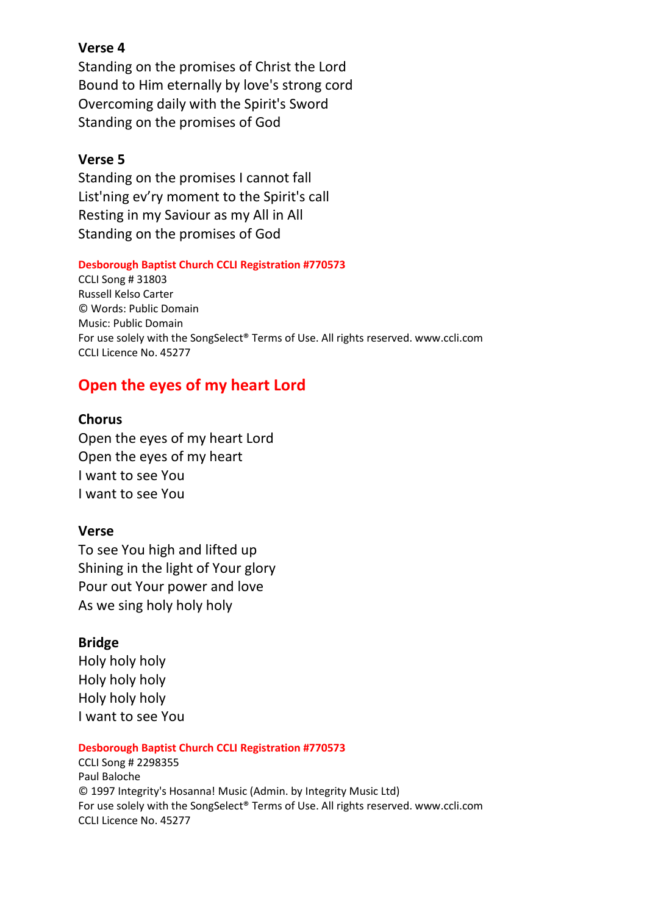**Verse 4**

Standing on the promises of Christ the Lord
Bound to Him eternally by love's strong cord
Overcoming daily with the Spirit's Sword
Standing on the promises of God

**Verse 5**

Standing on the promises I cannot fall
List'ning ev'ry moment to the Spirit's call
Resting in my Saviour as my All in All
Standing on the promises of God

**Desborough Baptist Church CCLI Registration #770573**
CCLI Song # 31803
Russell Kelso Carter
© Words: Public Domain
Music: Public Domain
For use solely with the SongSelect® Terms of Use. All rights reserved. www.ccli.com
CCLI Licence No. 45277

## Open the eyes of my heart Lord

**Chorus**

Open the eyes of my heart Lord
Open the eyes of my heart
I want to see You
I want to see You

**Verse**

To see You high and lifted up
Shining in the light of Your glory
Pour out Your power and love
As we sing holy holy holy

**Bridge**

Holy holy holy
Holy holy holy
Holy holy holy
I want to see You

**Desborough Baptist Church CCLI Registration #770573**
CCLI Song # 2298355
Paul Baloche
© 1997 Integrity's Hosanna! Music (Admin. by Integrity Music Ltd)
For use solely with the SongSelect® Terms of Use. All rights reserved. www.ccli.com
CCLI Licence No. 45277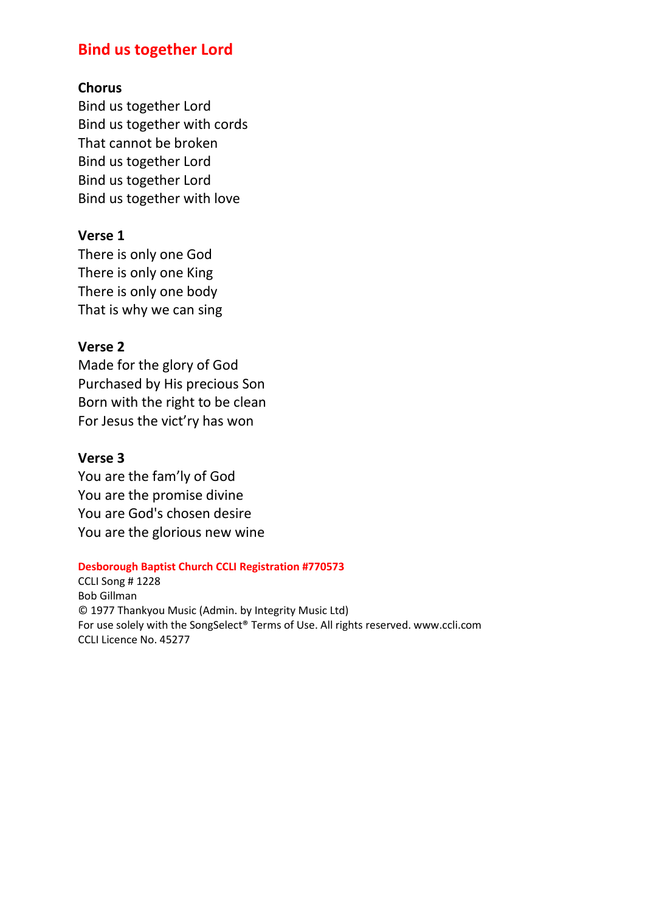# Bind us together Lord

**Chorus**

Bind us together Lord
Bind us together with cords
That cannot be broken
Bind us together Lord
Bind us together Lord
Bind us together with love

**Verse 1**

There is only one God
There is only one King
There is only one body
That is why we can sing

**Verse 2**

Made for the glory of God
Purchased by His precious Son
Born with the right to be clean
For Jesus the vict'ry has won

**Verse 3**

You are the fam'ly of God
You are the promise divine
You are God's chosen desire
You are the glorious new wine

**Desborough Baptist Church CCLI Registration #770573**
CCLI Song # 1228
Bob Gillman
© 1977 Thankyou Music (Admin. by Integrity Music Ltd)
For use solely with the SongSelect® Terms of Use. All rights reserved. www.ccli.com
CCLI Licence No. 45277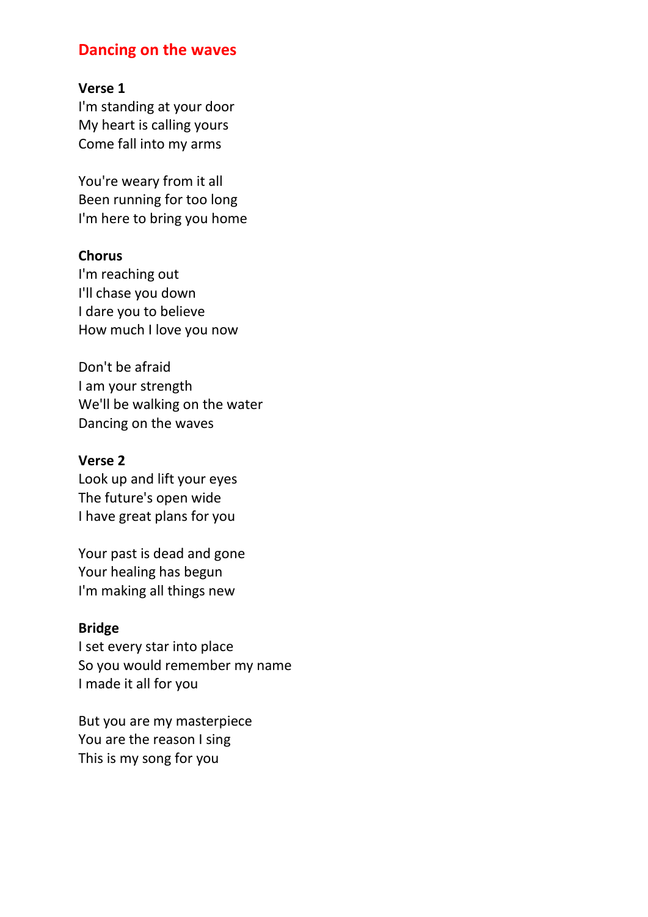# Dancing on the waves

**Verse 1**
I'm standing at your door
My heart is calling yours
Come fall into my arms

You're weary from it all
Been running for too long
I'm here to bring you home

**Chorus**
I'm reaching out
I'll chase you down
I dare you to believe
How much I love you now

Don't be afraid
I am your strength
We'll be walking on the water
Dancing on the waves

**Verse 2**
Look up and lift your eyes
The future's open wide
I have great plans for you

Your past is dead and gone
Your healing has begun
I'm making all things new

**Bridge**
I set every star into place
So you would remember my name
I made it all for you

But you are my masterpiece
You are the reason I sing
This is my song for you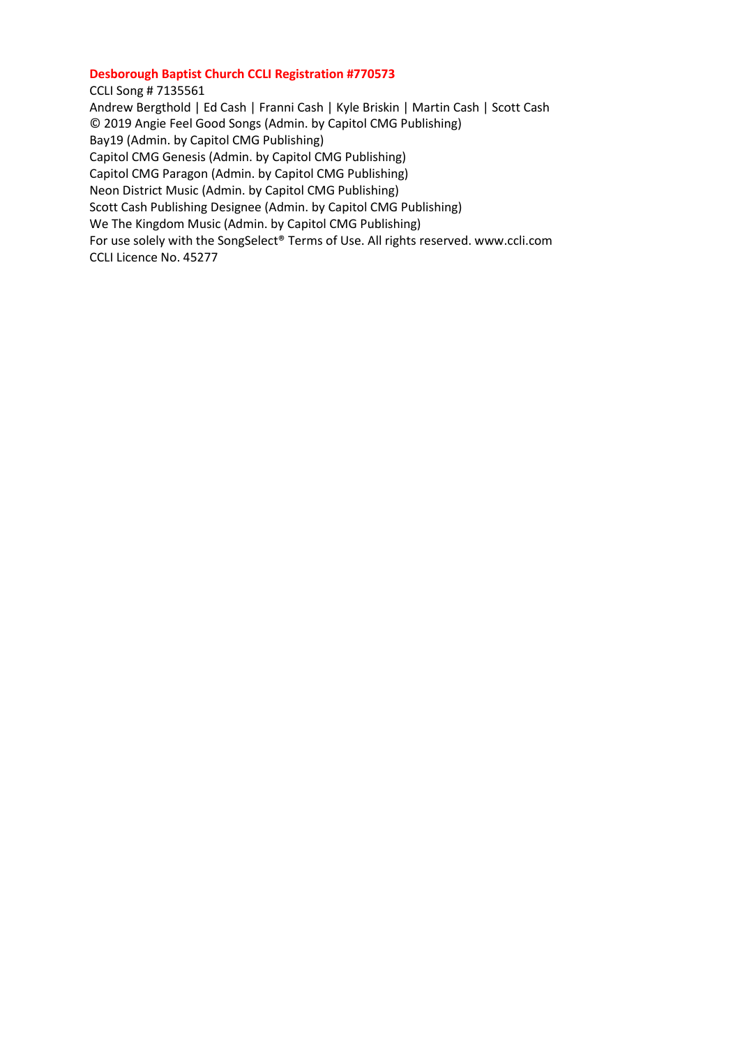**Desborough Baptist Church CCLI Registration #770573**

CCLI Song # 7135561
Andrew Bergthold | Ed Cash | Franni Cash | Kyle Briskin | Martin Cash | Scott Cash
© 2019 Angie Feel Good Songs (Admin. by Capitol CMG Publishing)
Bay19 (Admin. by Capitol CMG Publishing)
Capitol CMG Genesis (Admin. by Capitol CMG Publishing)
Capitol CMG Paragon (Admin. by Capitol CMG Publishing)
Neon District Music (Admin. by Capitol CMG Publishing)
Scott Cash Publishing Designee (Admin. by Capitol CMG Publishing)
We The Kingdom Music (Admin. by Capitol CMG Publishing)
For use solely with the SongSelect® Terms of Use. All rights reserved. www.ccli.com
CCLI Licence No. 45277